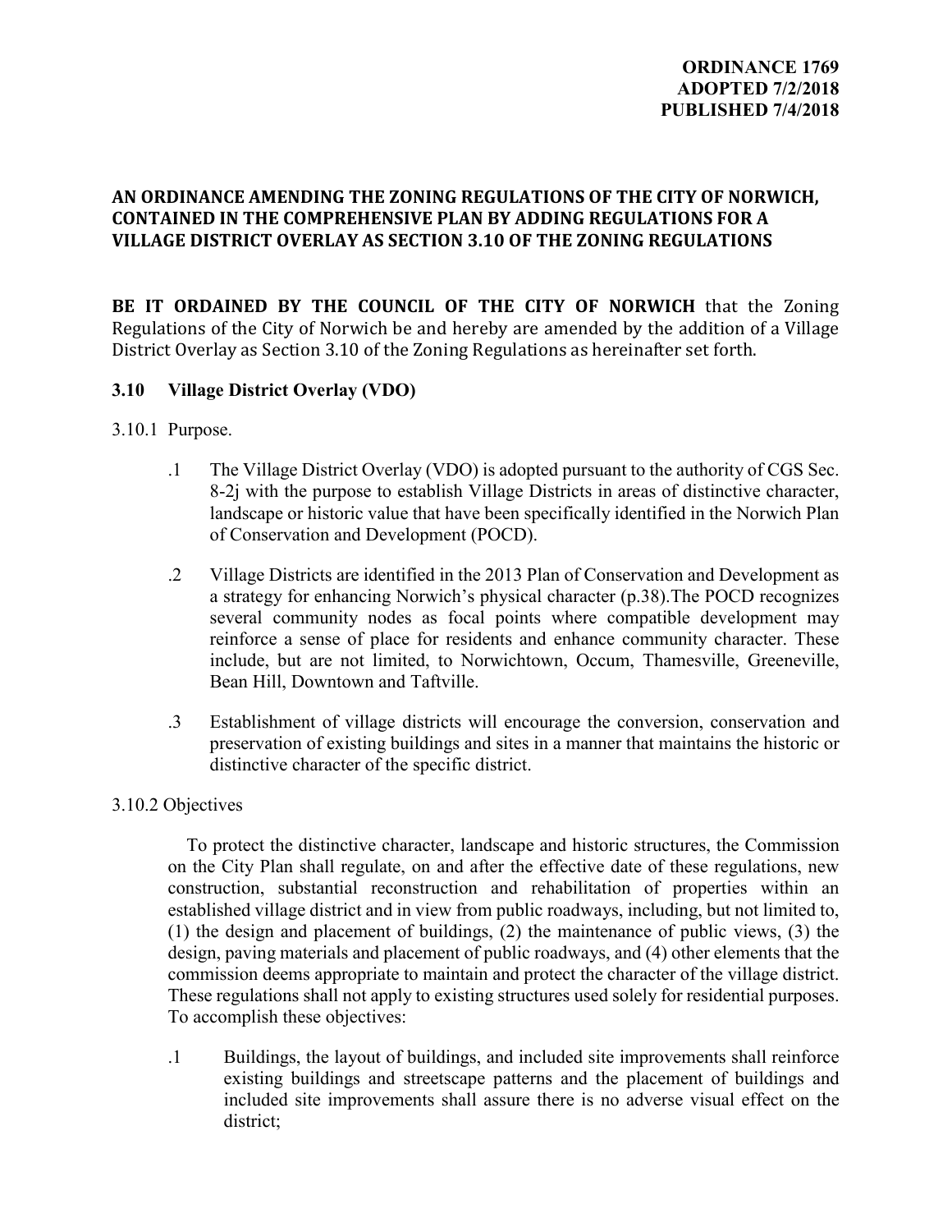**ORDINANCE 1769**
**ADOPTED 7/2/2018**
**PUBLISHED 7/4/2018**

# AN ORDINANCE AMENDING THE ZONING REGULATIONS OF THE CITY OF NORWICH, CONTAINED IN THE COMPREHENSIVE PLAN BY ADDING REGULATIONS FOR A VILLAGE DISTRICT OVERLAY AS SECTION 3.10 OF THE ZONING REGULATIONS

**BE IT ORDAINED BY THE COUNCIL OF THE CITY OF NORWICH** that the Zoning Regulations of the City of Norwich be and hereby are amended by the addition of a Village District Overlay as Section 3.10 of the Zoning Regulations as hereinafter set forth.

## 3.10 Village District Overlay (VDO)

3.10.1 Purpose.

.1 The Village District Overlay (VDO) is adopted pursuant to the authority of CGS Sec. 8-2j with the purpose to establish Village Districts in areas of distinctive character, landscape or historic value that have been specifically identified in the Norwich Plan of Conservation and Development (POCD).

.2 Village Districts are identified in the 2013 Plan of Conservation and Development as a strategy for enhancing Norwich's physical character (p.38).The POCD recognizes several community nodes as focal points where compatible development may reinforce a sense of place for residents and enhance community character. These include, but are not limited, to Norwichtown, Occum, Thamesville, Greeneville, Bean Hill, Downtown and Taftville.

.3 Establishment of village districts will encourage the conversion, conservation and preservation of existing buildings and sites in a manner that maintains the historic or distinctive character of the specific district.

3.10.2 Objectives

To protect the distinctive character, landscape and historic structures, the Commission on the City Plan shall regulate, on and after the effective date of these regulations, new construction, substantial reconstruction and rehabilitation of properties within an established village district and in view from public roadways, including, but not limited to, (1) the design and placement of buildings, (2) the maintenance of public views, (3) the design, paving materials and placement of public roadways, and (4) other elements that the commission deems appropriate to maintain and protect the character of the village district. These regulations shall not apply to existing structures used solely for residential purposes. To accomplish these objectives:

.1 Buildings, the layout of buildings, and included site improvements shall reinforce existing buildings and streetscape patterns and the placement of buildings and included site improvements shall assure there is no adverse visual effect on the district;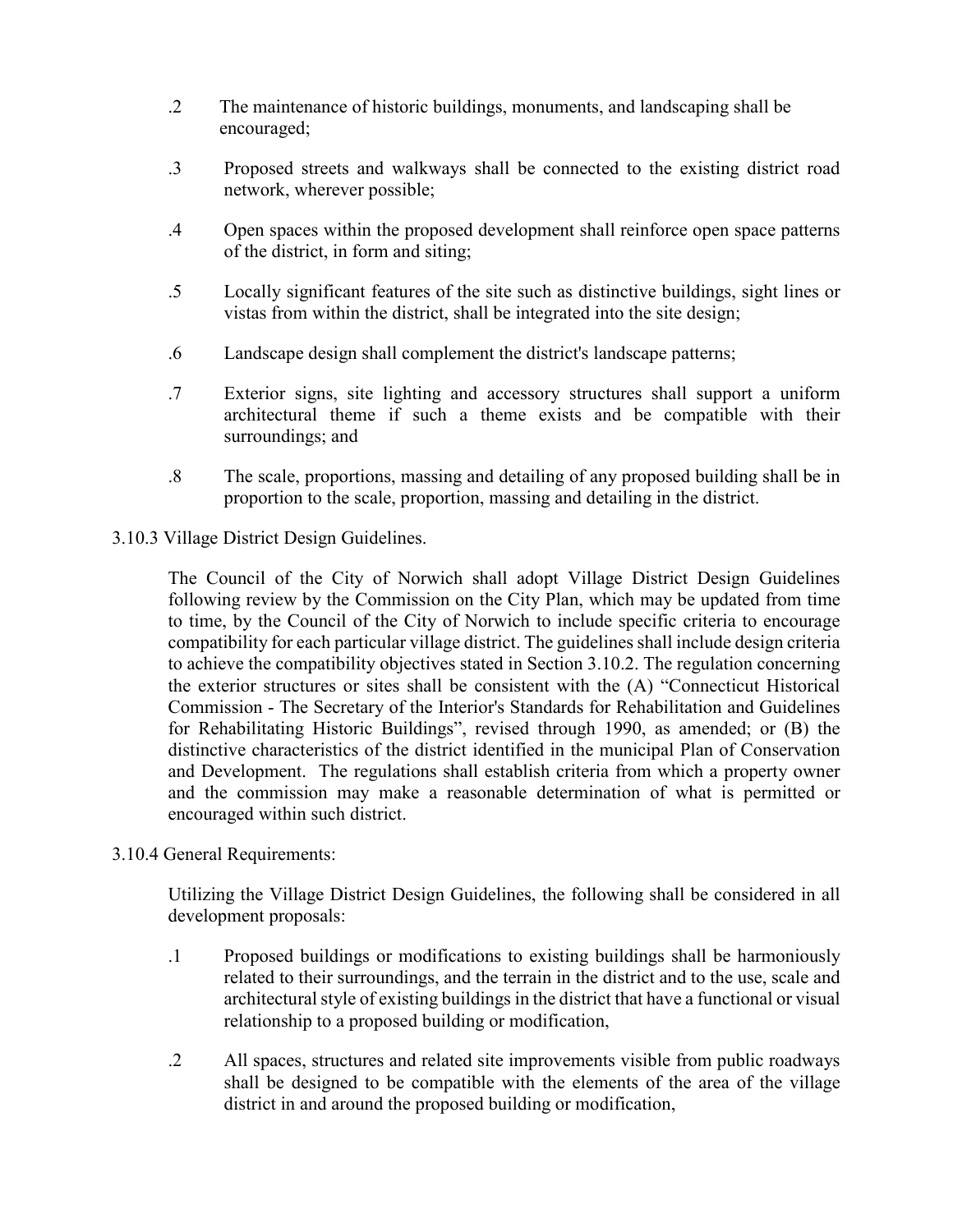.2 The maintenance of historic buildings, monuments, and landscaping shall be encouraged;

.3 Proposed streets and walkways shall be connected to the existing district road network, wherever possible;

.4 Open spaces within the proposed development shall reinforce open space patterns of the district, in form and siting;

.5 Locally significant features of the site such as distinctive buildings, sight lines or vistas from within the district, shall be integrated into the site design;

.6 Landscape design shall complement the district's landscape patterns;

.7 Exterior signs, site lighting and accessory structures shall support a uniform architectural theme if such a theme exists and be compatible with their surroundings; and

.8 The scale, proportions, massing and detailing of any proposed building shall be in proportion to the scale, proportion, massing and detailing in the district.

3.10.3 Village District Design Guidelines.

The Council of the City of Norwich shall adopt Village District Design Guidelines following review by the Commission on the City Plan, which may be updated from time to time, by the Council of the City of Norwich to include specific criteria to encourage compatibility for each particular village district. The guidelines shall include design criteria to achieve the compatibility objectives stated in Section 3.10.2. The regulation concerning the exterior structures or sites shall be consistent with the (A) "Connecticut Historical Commission - The Secretary of the Interior's Standards for Rehabilitation and Guidelines for Rehabilitating Historic Buildings", revised through 1990, as amended; or (B) the distinctive characteristics of the district identified in the municipal Plan of Conservation and Development. The regulations shall establish criteria from which a property owner and the commission may make a reasonable determination of what is permitted or encouraged within such district.

3.10.4 General Requirements:

Utilizing the Village District Design Guidelines, the following shall be considered in all development proposals:

.1 Proposed buildings or modifications to existing buildings shall be harmoniously related to their surroundings, and the terrain in the district and to the use, scale and architectural style of existing buildings in the district that have a functional or visual relationship to a proposed building or modification,

.2 All spaces, structures and related site improvements visible from public roadways shall be designed to be compatible with the elements of the area of the village district in and around the proposed building or modification,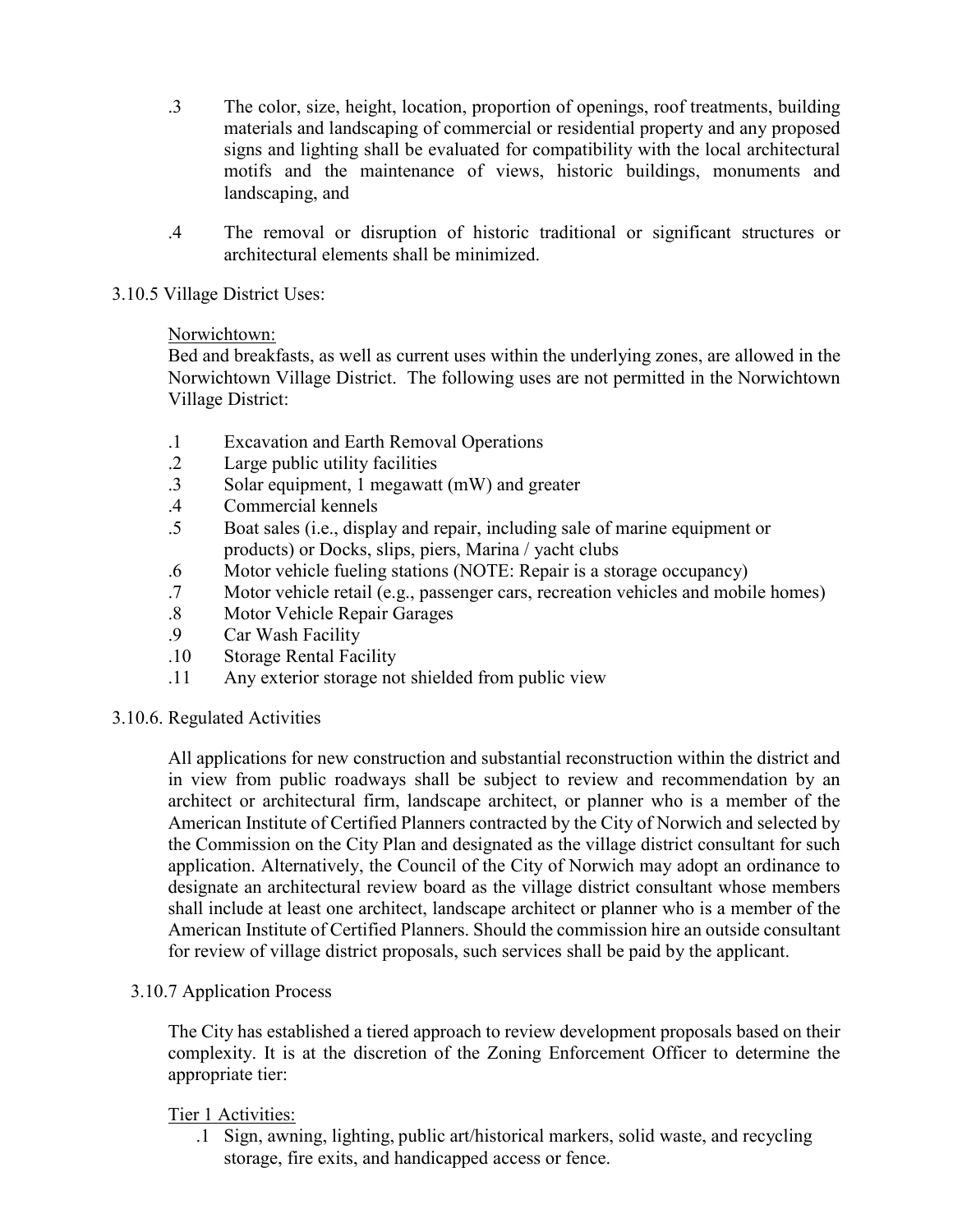.3 The color, size, height, location, proportion of openings, roof treatments, building materials and landscaping of commercial or residential property and any proposed signs and lighting shall be evaluated for compatibility with the local architectural motifs and the maintenance of views, historic buildings, monuments and landscaping, and

.4 The removal or disruption of historic traditional or significant structures or architectural elements shall be minimized.

3.10.5 Village District Uses:

Norwichtown:

Bed and breakfasts, as well as current uses within the underlying zones, are allowed in the Norwichtown Village District. The following uses are not permitted in the Norwichtown Village District:

.1 Excavation and Earth Removal Operations
.2 Large public utility facilities
.3 Solar equipment, 1 megawatt (mW) and greater
.4 Commercial kennels
.5 Boat sales (i.e., display and repair, including sale of marine equipment or products) or Docks, slips, piers, Marina / yacht clubs
.6 Motor vehicle fueling stations (NOTE: Repair is a storage occupancy)
.7 Motor vehicle retail (e.g., passenger cars, recreation vehicles and mobile homes)
.8 Motor Vehicle Repair Garages
.9 Car Wash Facility
.10 Storage Rental Facility
.11 Any exterior storage not shielded from public view

3.10.6. Regulated Activities

All applications for new construction and substantial reconstruction within the district and in view from public roadways shall be subject to review and recommendation by an architect or architectural firm, landscape architect, or planner who is a member of the American Institute of Certified Planners contracted by the City of Norwich and selected by the Commission on the City Plan and designated as the village district consultant for such application. Alternatively, the Council of the City of Norwich may adopt an ordinance to designate an architectural review board as the village district consultant whose members shall include at least one architect, landscape architect or planner who is a member of the American Institute of Certified Planners. Should the commission hire an outside consultant for review of village district proposals, such services shall be paid by the applicant.

3.10.7 Application Process

The City has established a tiered approach to review development proposals based on their complexity. It is at the discretion of the Zoning Enforcement Officer to determine the appropriate tier:

Tier 1 Activities:

.1 Sign, awning, lighting, public art/historical markers, solid waste, and recycling storage, fire exits, and handicapped access or fence.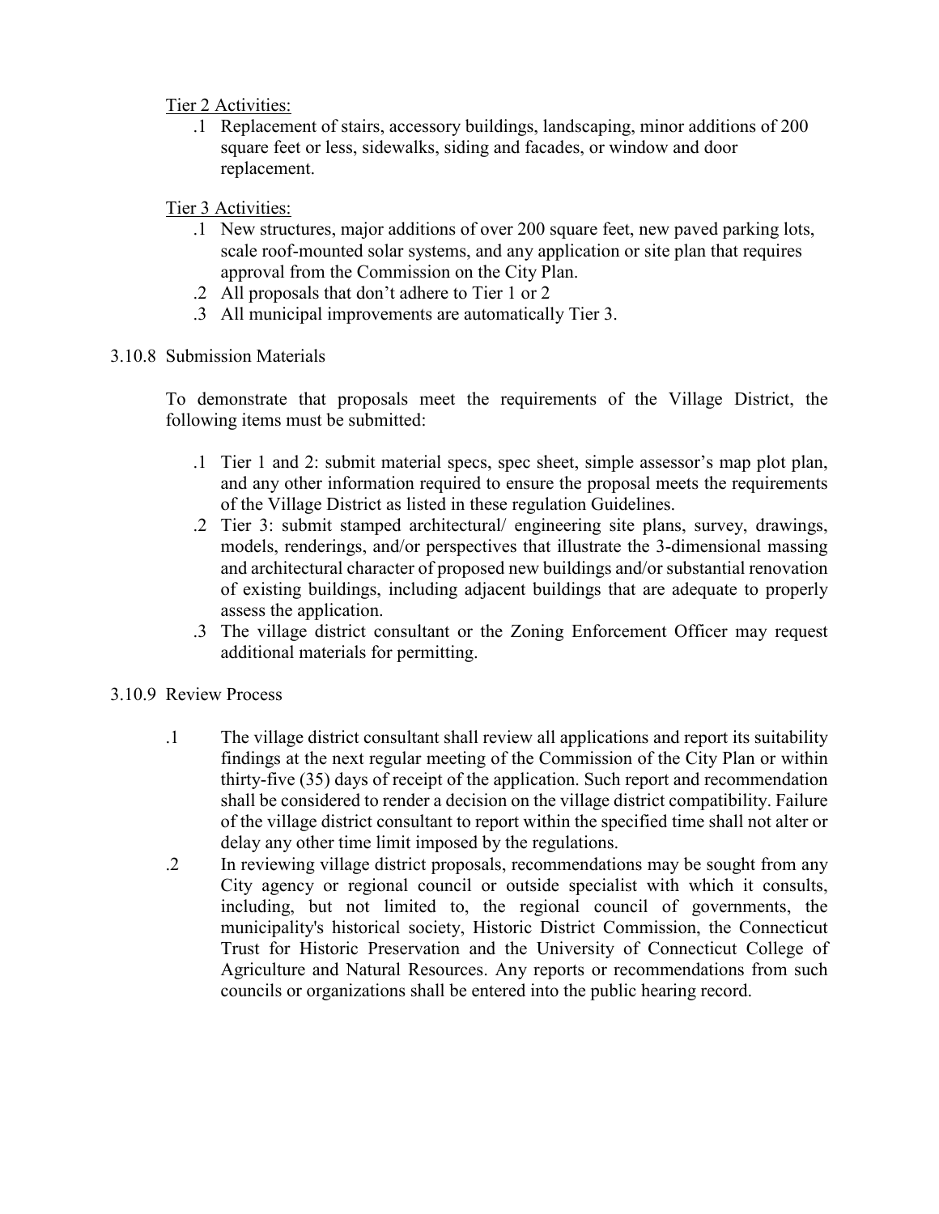<u>Tier 2 Activities:</u>

.1 Replacement of stairs, accessory buildings, landscaping, minor additions of 200 square feet or less, sidewalks, siding and facades, or window and door replacement.

<u>Tier 3 Activities:</u>

.1 New structures, major additions of over 200 square feet, new paved parking lots, scale roof-mounted solar systems, and any application or site plan that requires approval from the Commission on the City Plan.

.2 All proposals that don't adhere to Tier 1 or 2

.3 All municipal improvements are automatically Tier 3.

3.10.8 Submission Materials

To demonstrate that proposals meet the requirements of the Village District, the following items must be submitted:

.1 Tier 1 and 2: submit material specs, spec sheet, simple assessor's map plot plan, and any other information required to ensure the proposal meets the requirements of the Village District as listed in these regulation Guidelines.

.2 Tier 3: submit stamped architectural/ engineering site plans, survey, drawings, models, renderings, and/or perspectives that illustrate the 3-dimensional massing and architectural character of proposed new buildings and/or substantial renovation of existing buildings, including adjacent buildings that are adequate to properly assess the application.

.3 The village district consultant or the Zoning Enforcement Officer may request additional materials for permitting.

3.10.9 Review Process

.1 The village district consultant shall review all applications and report its suitability findings at the next regular meeting of the Commission of the City Plan or within thirty-five (35) days of receipt of the application. Such report and recommendation shall be considered to render a decision on the village district compatibility. Failure of the village district consultant to report within the specified time shall not alter or delay any other time limit imposed by the regulations.

.2 In reviewing village district proposals, recommendations may be sought from any City agency or regional council or outside specialist with which it consults, including, but not limited to, the regional council of governments, the municipality's historical society, Historic District Commission, the Connecticut Trust for Historic Preservation and the University of Connecticut College of Agriculture and Natural Resources. Any reports or recommendations from such councils or organizations shall be entered into the public hearing record.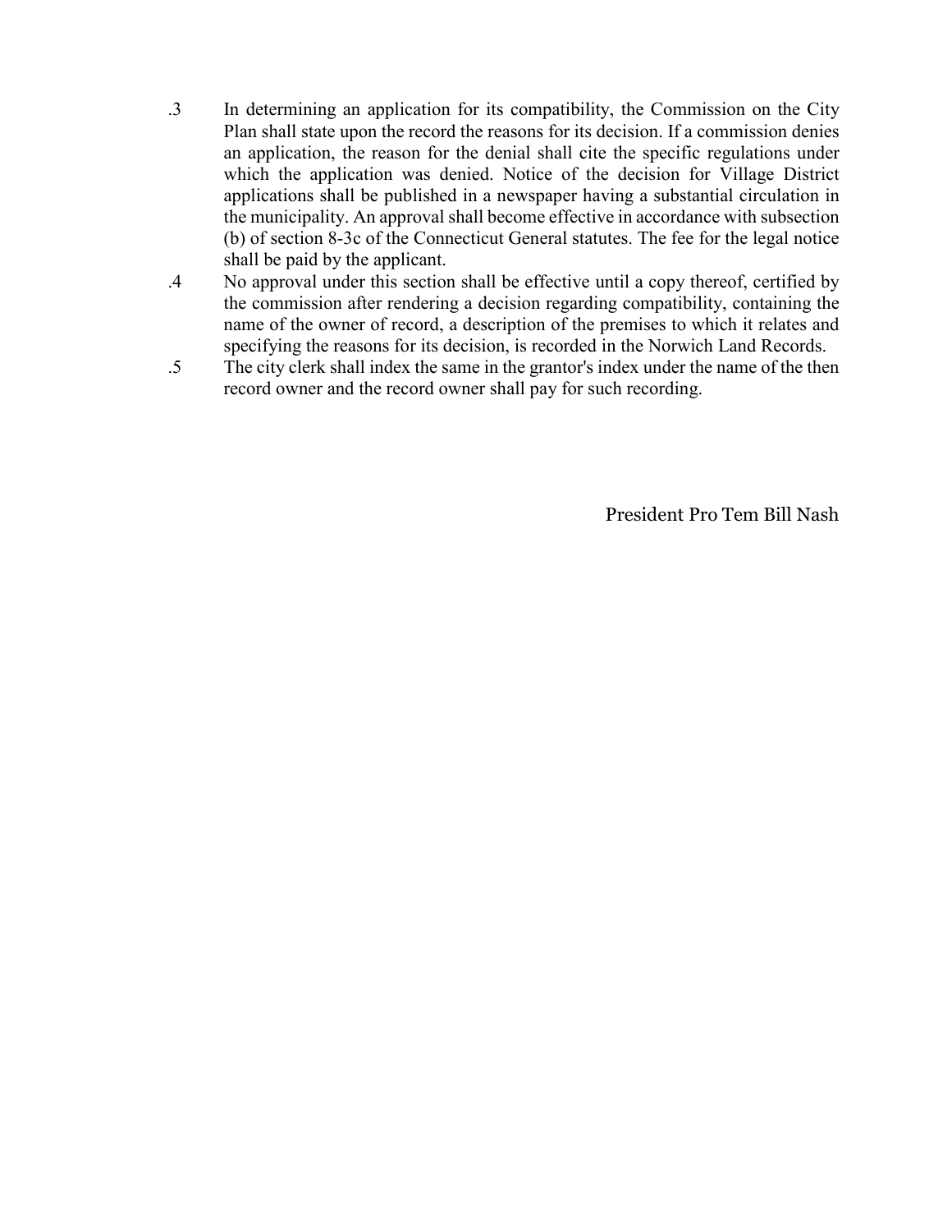.3 In determining an application for its compatibility, the Commission on the City Plan shall state upon the record the reasons for its decision. If a commission denies an application, the reason for the denial shall cite the specific regulations under which the application was denied. Notice of the decision for Village District applications shall be published in a newspaper having a substantial circulation in the municipality. An approval shall become effective in accordance with subsection (b) of section 8-3c of the Connecticut General statutes. The fee for the legal notice shall be paid by the applicant.

.4 No approval under this section shall be effective until a copy thereof, certified by the commission after rendering a decision regarding compatibility, containing the name of the owner of record, a description of the premises to which it relates and specifying the reasons for its decision, is recorded in the Norwich Land Records.

.5 The city clerk shall index the same in the grantor's index under the name of the then record owner and the record owner shall pay for such recording.

President Pro Tem Bill Nash